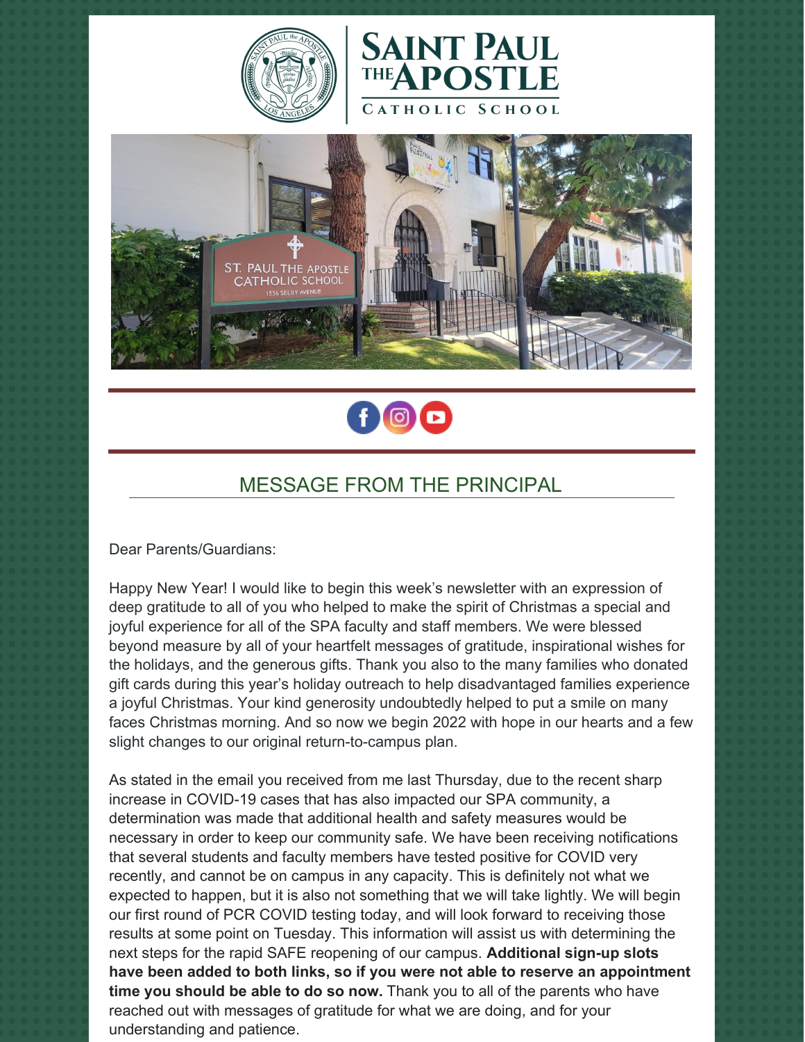# SAINT PAUL THE APOSTLE CATHOLIC SCHOOL

## MESSAGE FROM THE PRINCIPAL

Dear Parents/Guardians:

Happy New Year! I would like to begin this week's newsletter with an expression of deep gratitude to all of you who helped to make the spirit of Christmas a special and joyful experience for all of the SPA faculty and staff members. We were blessed beyond measure by all of your heartfelt messages of gratitude, inspirational wishes for the holidays, and the generous gifts. Thank you also to the many families who donated gift cards during this year's holiday outreach to help disadvantaged families experience a joyful Christmas. Your kind generosity undoubtedly helped to put a smile on many faces Christmas morning. And so now we begin 2022 with hope in our hearts and a few slight changes to our original return-to-campus plan.

As stated in the email you received from me last Thursday, due to the recent sharp increase in COVID-19 cases that has also impacted our SPA community, a determination was made that additional health and safety measures would be necessary in order to keep our community safe. We have been receiving notifications that several students and faculty members have tested positive for COVID very recently, and cannot be on campus in any capacity. This is definitely not what we expected to happen, but it is also not something that we will take lightly. We will begin our first round of PCR COVID testing today, and will look forward to receiving those results at some point on Tuesday. This information will assist us with determining the next steps for the rapid SAFE reopening of our campus. **Additional sign-up slots have been added to both links, so if you were not able to reserve an appointment time you should be able to do so now.** Thank you to all of the parents who have reached out with messages of gratitude for what we are doing, and for your understanding and patience.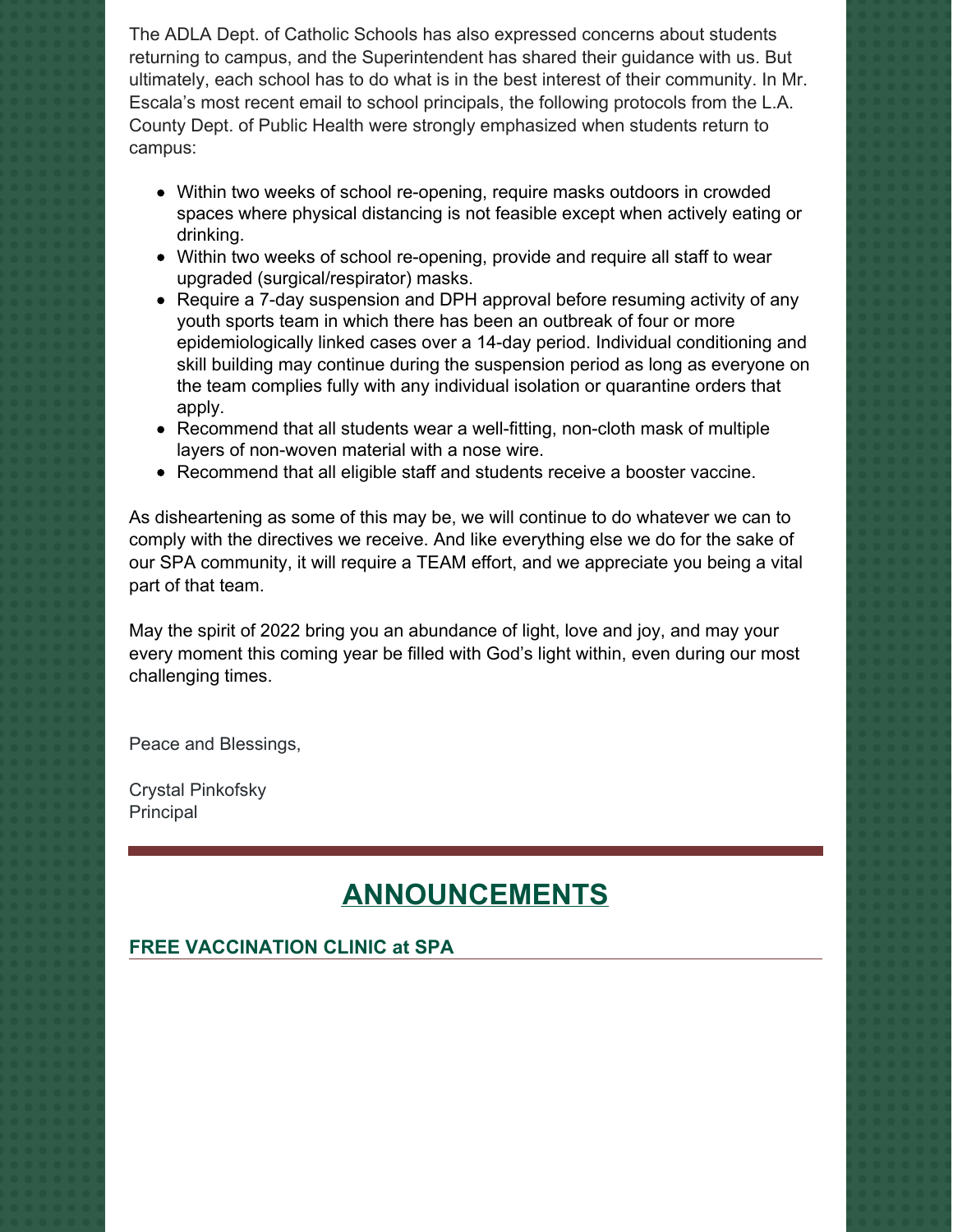The ADLA Dept. of Catholic Schools has also expressed concerns about students returning to campus, and the Superintendent has shared their guidance with us. But ultimately, each school has to do what is in the best interest of their community. In Mr. Escala's most recent email to school principals, the following protocols from the L.A. County Dept. of Public Health were strongly emphasized when students return to campus:

- Within two weeks of school re-opening, require masks outdoors in crowded spaces where physical distancing is not feasible except when actively eating or drinking.
- Within two weeks of school re-opening, provide and require all staff to wear upgraded (surgical/respirator) masks.
- Require a 7-day suspension and DPH approval before resuming activity of any youth sports team in which there has been an outbreak of four or more epidemiologically linked cases over a 14-day period. Individual conditioning and skill building may continue during the suspension period as long as everyone on the team complies fully with any individual isolation or quarantine orders that apply.
- Recommend that all students wear a well-fitting, non-cloth mask of multiple layers of non-woven material with a nose wire.
- Recommend that all eligible staff and students receive a booster vaccine.

As disheartening as some of this may be, we will continue to do whatever we can to comply with the directives we receive. And like everything else we do for the sake of our SPA community, it will require a TEAM effort, and we appreciate you being a vital part of that team.

May the spirit of 2022 bring you an abundance of light, love and joy, and may your every moment this coming year be filled with God's light within, even during our most challenging times.

Peace and Blessings,

Crystal Pinkofsky
Principal

---

## ANNOUNCEMENTS

### FREE VACCINATION CLINIC at SPA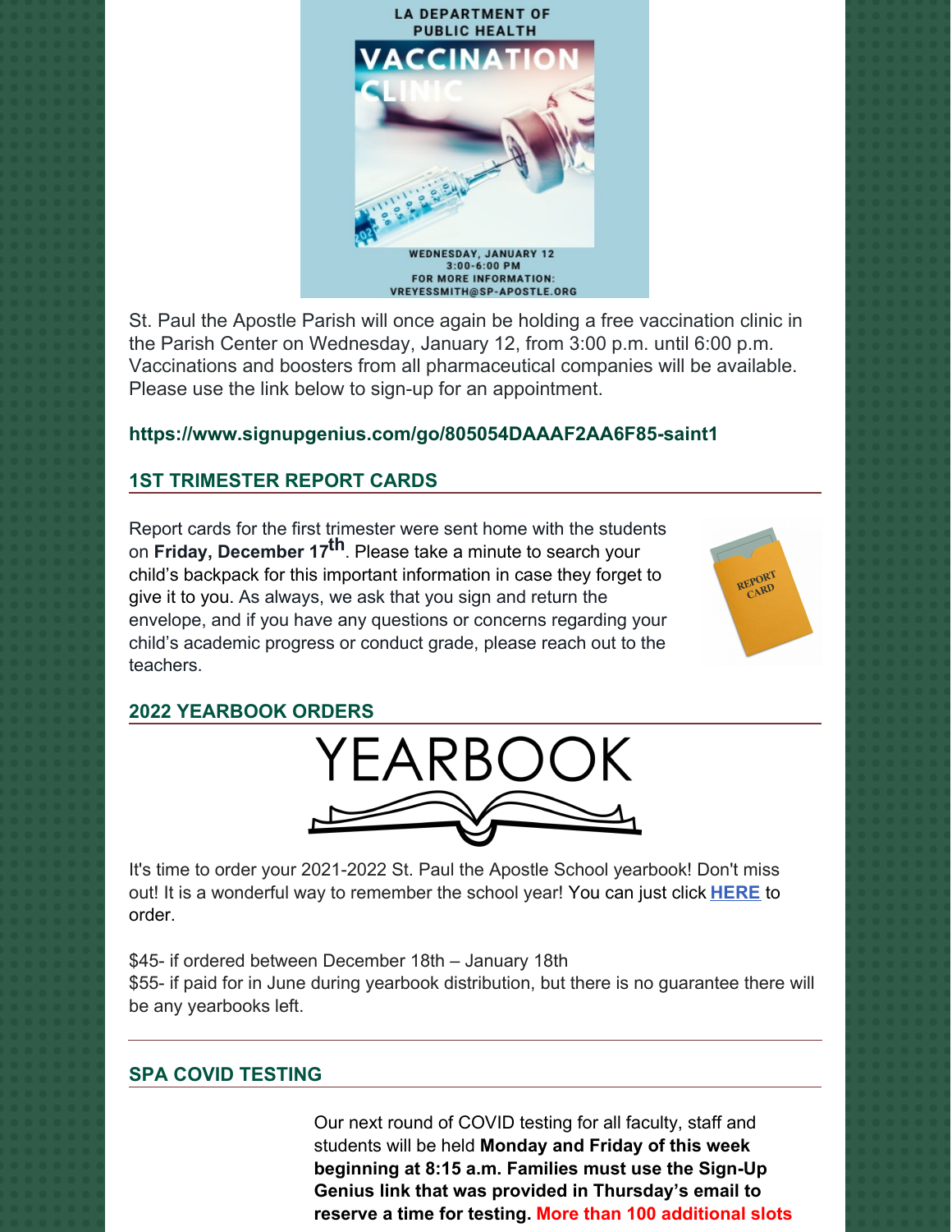LA DEPARTMENT OF PUBLIC HEALTH

VACCINATION CLINIC

WEDNESDAY, JANUARY 12
3:00-6:00 PM
FOR MORE INFORMATION:
VREYESSMITH@SP-APOSTLE.ORG

St. Paul the Apostle Parish will once again be holding a free vaccination clinic in the Parish Center on Wednesday, January 12, from 3:00 p.m. until 6:00 p.m. Vaccinations and boosters from all pharmaceutical companies will be available. Please use the link below to sign-up for an appointment.

**https://www.signupgenius.com/go/805054DAAAF2AA6F85-saint1**

## 1ST TRIMESTER REPORT CARDS

Report cards for the first trimester were sent home with the students on **Friday, December 17th**. Please take a minute to search your child's backpack for this important information in case they forget to give it to you. As always, we ask that you sign and return the envelope, and if you have any questions or concerns regarding your child's academic progress or conduct grade, please reach out to the teachers.

## 2022 YEARBOOK ORDERS

YEARBOOK

It's time to order your 2021-2022 St. Paul the Apostle School yearbook! Don't miss out! It is a wonderful way to remember the school year! You can just click **HERE** to order.

$45- if ordered between December 18th – January 18th
$55- if paid for in June during yearbook distribution, but there is no guarantee there will be any yearbooks left.

## SPA COVID TESTING

Our next round of COVID testing for all faculty, staff and students will be held **Monday and Friday of this week beginning at 8:15 a.m. Families must use the Sign-Up Genius link that was provided in Thursday's email to reserve a time for testing. More than 100 additional slots**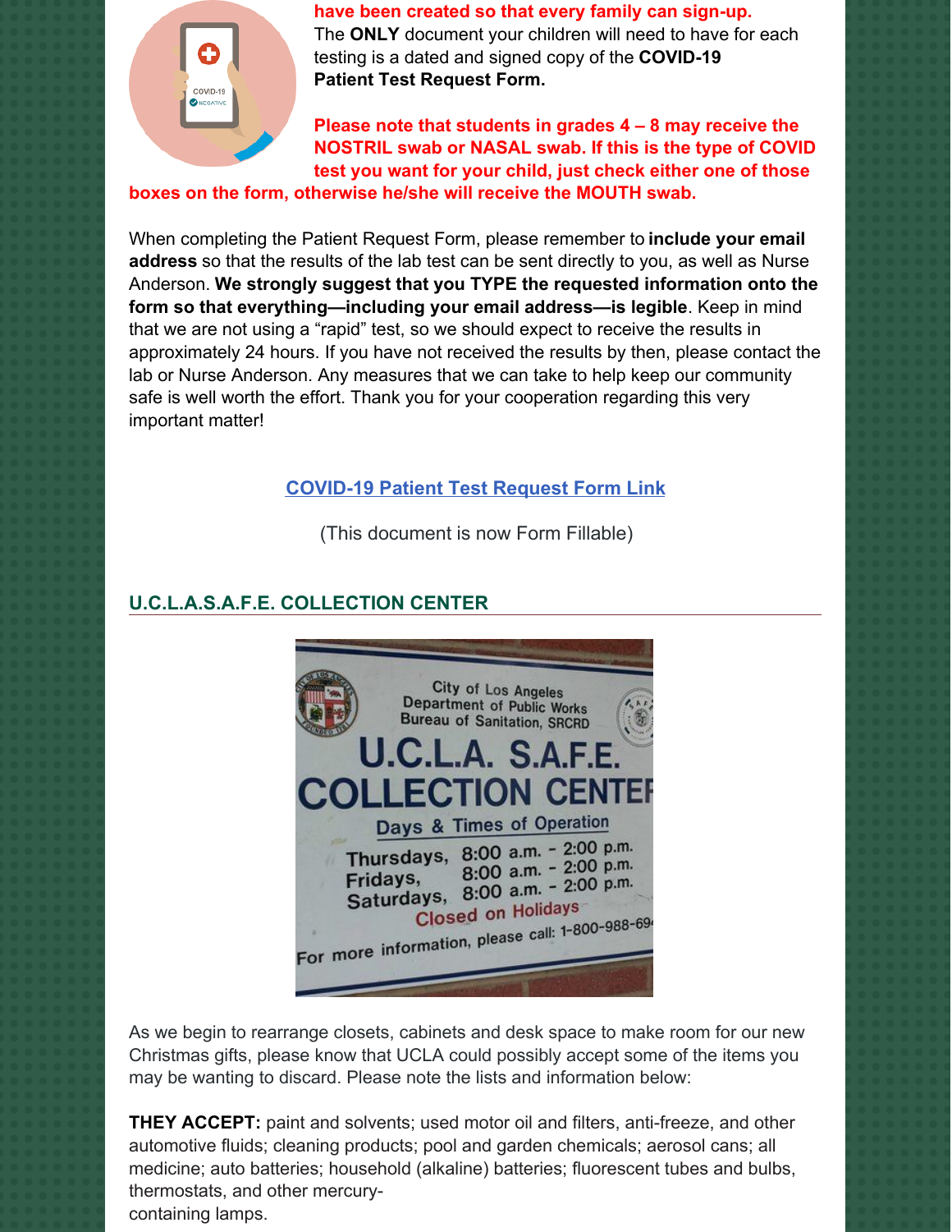**have been created so that every family can sign-up.**
The **ONLY** document your children will need to have for each testing is a dated and signed copy of the **COVID-19 Patient Test Request Form.**

**Please note that students in grades 4 – 8 may receive the NOSTRIL swab or NASAL swab. If this is the type of COVID test you want for your child, just check either one of those boxes on the form, otherwise he/she will receive the MOUTH swab.**

When completing the Patient Request Form, please remember to **include your email address** so that the results of the lab test can be sent directly to you, as well as Nurse Anderson. **We strongly suggest that you TYPE the requested information onto the form so that everything—including your email address—is legible**. Keep in mind that we are not using a "rapid" test, so we should expect to receive the results in approximately 24 hours. If you have not received the results by then, please contact the lab or Nurse Anderson. Any measures that we can take to help keep our community safe is well worth the effort. Thank you for your cooperation regarding this very important matter!

COVID-19 Patient Test Request Form Link

(This document is now Form Fillable)

## U.C.L.A.S.A.F.E. COLLECTION CENTER

As we begin to rearrange closets, cabinets and desk space to make room for our new Christmas gifts, please know that UCLA could possibly accept some of the items you may be wanting to discard. Please note the lists and information below:

**THEY ACCEPT:** paint and solvents; used motor oil and filters, anti-freeze, and other automotive fluids; cleaning products; pool and garden chemicals; aerosol cans; all medicine; auto batteries; household (alkaline) batteries; fluorescent tubes and bulbs, thermostats, and other mercury-containing lamps.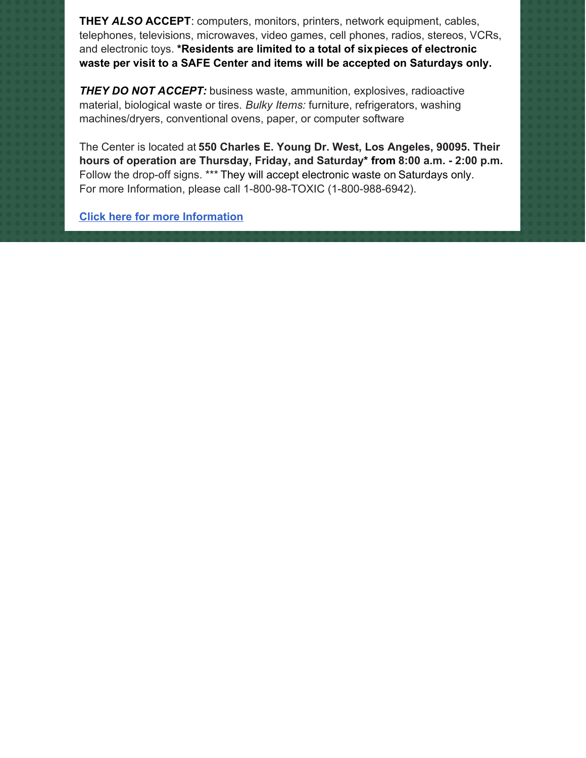**THEY *ALSO* ACCEPT**: computers, monitors, printers, network equipment, cables, telephones, televisions, microwaves, video games, cell phones, radios, stereos, VCRs, and electronic toys. **\*Residents are limited to a total of six pieces of electronic waste per visit to a SAFE Center and items will be accepted on Saturdays only.**

***THEY DO NOT ACCEPT:*** business waste, ammunition, explosives, radioactive material, biological waste or tires. *Bulky Items:* furniture, refrigerators, washing machines/dryers, conventional ovens, paper, or computer software

The Center is located at **550 Charles E. Young Dr. West, Los Angeles, 90095. Their hours of operation are Thursday, Friday, and Saturday\* from 8:00 a.m. - 2:00 p.m.** Follow the drop-off signs. \*\*\* They will accept electronic waste on Saturdays only. For more Information, please call 1-800-98-TOXIC (1-800-988-6942).

**Click here for more Information**